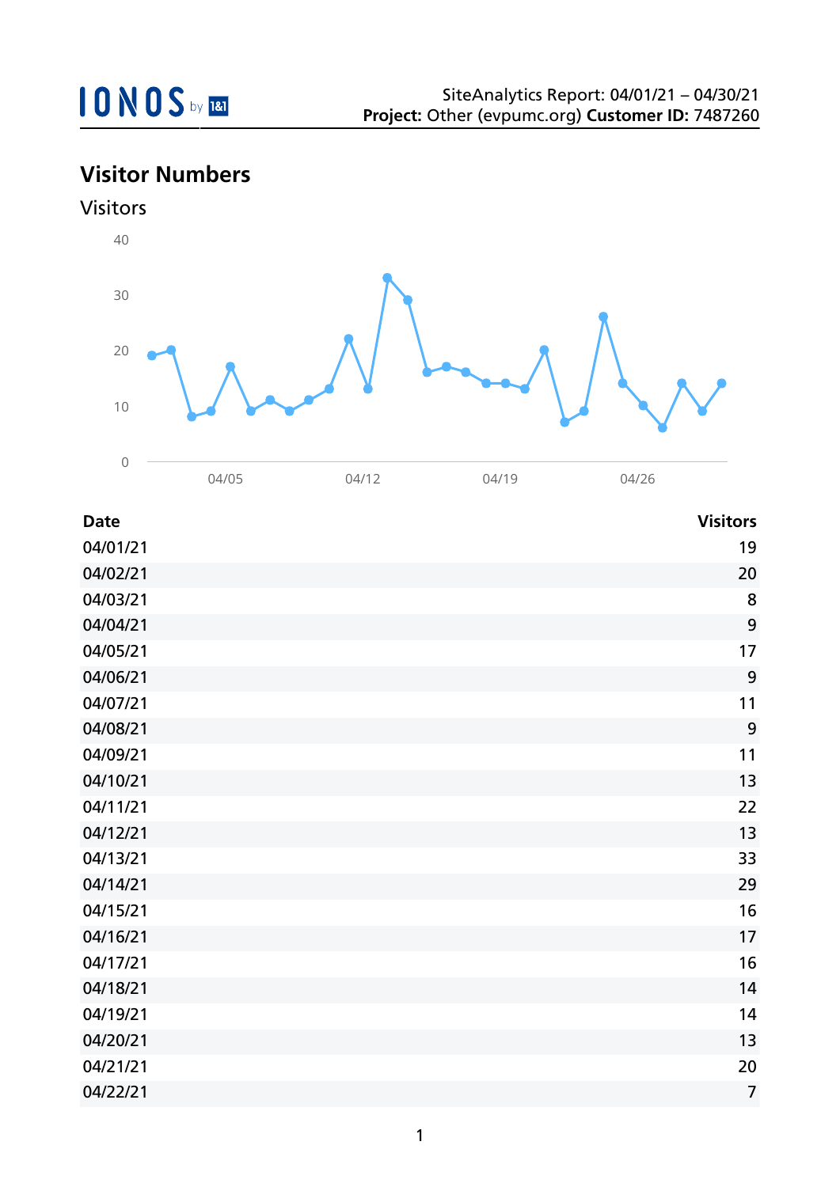IONOS by 1&1

SiteAnalytics Report: 04/01/21 – 04/30/21
**Project:** Other (evpumc.org) **Customer ID:** 7487260

## Visitor Numbers

### Visitors

| Date | Visitors |
|---|---|
| 04/01/21 | 19 |
| 04/02/21 | 20 |
| 04/03/21 | 8 |
| 04/04/21 | 9 |
| 04/05/21 | 17 |
| 04/06/21 | 9 |
| 04/07/21 | 11 |
| 04/08/21 | 9 |
| 04/09/21 | 11 |
| 04/10/21 | 13 |
| 04/11/21 | 22 |
| 04/12/21 | 13 |
| 04/13/21 | 33 |
| 04/14/21 | 29 |
| 04/15/21 | 16 |
| 04/16/21 | 17 |
| 04/17/21 | 16 |
| 04/18/21 | 14 |
| 04/19/21 | 14 |
| 04/20/21 | 13 |
| 04/21/21 | 20 |
| 04/22/21 | 7 |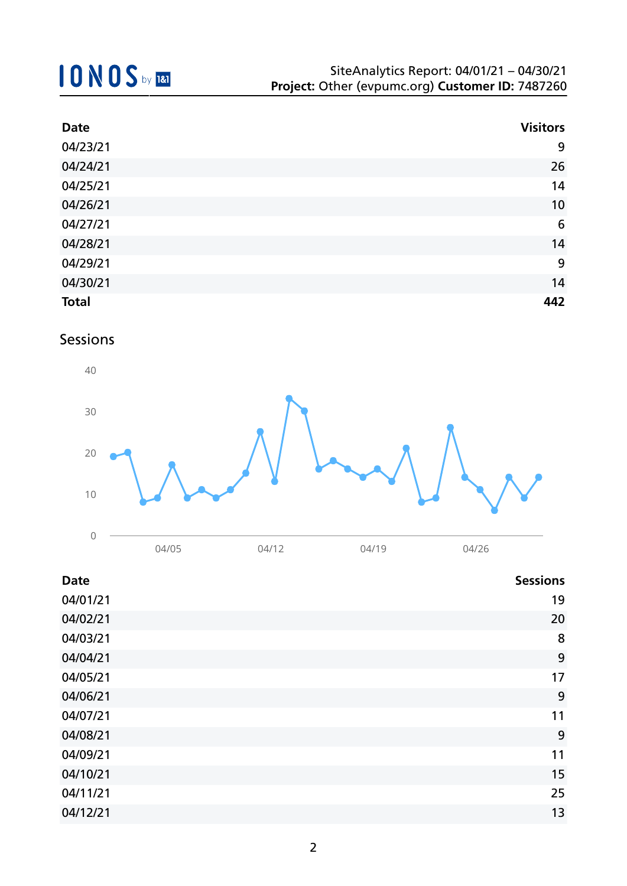| Date | Visitors |
|---|---|
| 04/23/21 | 9 |
| 04/24/21 | 26 |
| 04/25/21 | 14 |
| 04/26/21 | 10 |
| 04/27/21 | 6 |
| 04/28/21 | 14 |
| 04/29/21 | 9 |
| 04/30/21 | 14 |
| **Total** | **442** |

## Sessions

| Date | Sessions |
|---|---|
| 04/01/21 | 19 |
| 04/02/21 | 20 |
| 04/03/21 | 8 |
| 04/04/21 | 9 |
| 04/05/21 | 17 |
| 04/06/21 | 9 |
| 04/07/21 | 11 |
| 04/08/21 | 9 |
| 04/09/21 | 11 |
| 04/10/21 | 15 |
| 04/11/21 | 25 |
| 04/12/21 | 13 |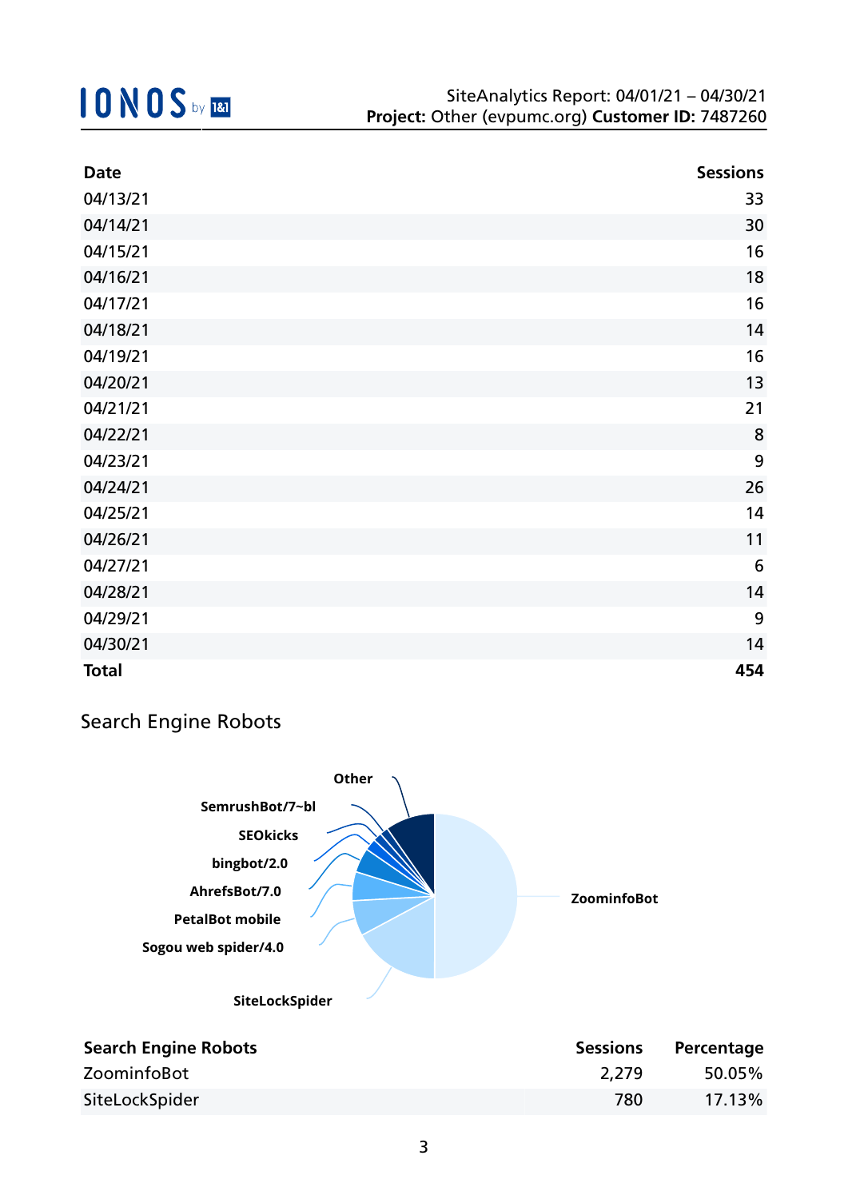| Date | Sessions |
|---|---|
| 04/13/21 | 33 |
| 04/14/21 | 30 |
| 04/15/21 | 16 |
| 04/16/21 | 18 |
| 04/17/21 | 16 |
| 04/18/21 | 14 |
| 04/19/21 | 16 |
| 04/20/21 | 13 |
| 04/21/21 | 21 |
| 04/22/21 | 8 |
| 04/23/21 | 9 |
| 04/24/21 | 26 |
| 04/25/21 | 14 |
| 04/26/21 | 11 |
| 04/27/21 | 6 |
| 04/28/21 | 14 |
| 04/29/21 | 9 |
| 04/30/21 | 14 |
| **Total** | **454** |

## Search Engine Robots

| Search Engine Robots | Sessions | Percentage |
|---|---|---|
| ZoominfoBot | 2,279 | 50.05% |
| SiteLockSpider | 780 | 17.13% |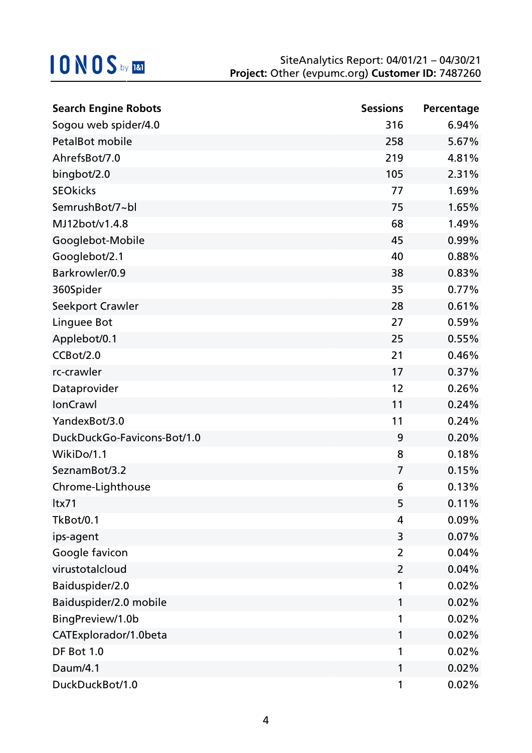| Search Engine Robots | Sessions | Percentage |
| --- | --- | --- |
| Sogou web spider/4.0 | 316 | 6.94% |
| PetalBot mobile | 258 | 5.67% |
| AhrefsBot/7.0 | 219 | 4.81% |
| bingbot/2.0 | 105 | 2.31% |
| SEOkicks | 77 | 1.69% |
| SemrushBot/7~bl | 75 | 1.65% |
| MJ12bot/v1.4.8 | 68 | 1.49% |
| Googlebot-Mobile | 45 | 0.99% |
| Googlebot/2.1 | 40 | 0.88% |
| Barkrowler/0.9 | 38 | 0.83% |
| 360Spider | 35 | 0.77% |
| Seekport Crawler | 28 | 0.61% |
| Linguee Bot | 27 | 0.59% |
| Applebot/0.1 | 25 | 0.55% |
| CCBot/2.0 | 21 | 0.46% |
| rc-crawler | 17 | 0.37% |
| Dataprovider | 12 | 0.26% |
| IonCrawl | 11 | 0.24% |
| YandexBot/3.0 | 11 | 0.24% |
| DuckDuckGo-Favicons-Bot/1.0 | 9 | 0.20% |
| WikiDo/1.1 | 8 | 0.18% |
| SeznamBot/3.2 | 7 | 0.15% |
| Chrome-Lighthouse | 6 | 0.13% |
| ltx71 | 5 | 0.11% |
| TkBot/0.1 | 4 | 0.09% |
| ips-agent | 3 | 0.07% |
| Google favicon | 2 | 0.04% |
| virustotalcloud | 2 | 0.04% |
| Baiduspider/2.0 | 1 | 0.02% |
| Baiduspider/2.0 mobile | 1 | 0.02% |
| BingPreview/1.0b | 1 | 0.02% |
| CATExplorador/1.0beta | 1 | 0.02% |
| DF Bot 1.0 | 1 | 0.02% |
| Daum/4.1 | 1 | 0.02% |
| DuckDuckBot/1.0 | 1 | 0.02% |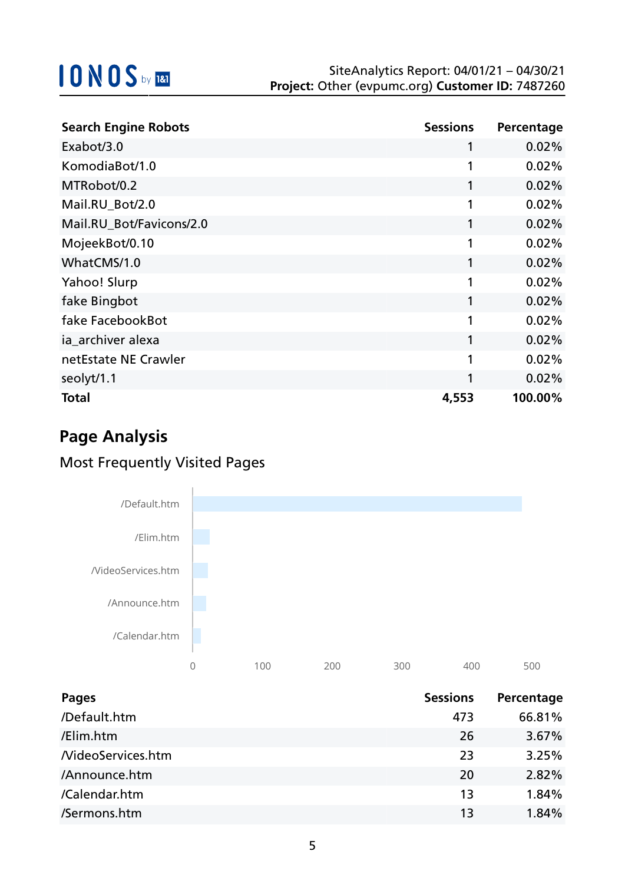| Search Engine Robots | Sessions | Percentage |
|---|---|---|
| Exabot/3.0 | 1 | 0.02% |
| KomodiaBot/1.0 | 1 | 0.02% |
| MTRobot/0.2 | 1 | 0.02% |
| Mail.RU_Bot/2.0 | 1 | 0.02% |
| Mail.RU_Bot/Favicons/2.0 | 1 | 0.02% |
| MojeekBot/0.10 | 1 | 0.02% |
| WhatCMS/1.0 | 1 | 0.02% |
| Yahoo! Slurp | 1 | 0.02% |
| fake Bingbot | 1 | 0.02% |
| fake FacebookBot | 1 | 0.02% |
| ia_archiver alexa | 1 | 0.02% |
| netEstate NE Crawler | 1 | 0.02% |
| seolyt/1.1 | 1 | 0.02% |
| **Total** | **4,553** | **100.00%** |

## Page Analysis

### Most Frequently Visited Pages

| Pages | Sessions | Percentage |
|---|---|---|
| /Default.htm | 473 | 66.81% |
| /Elim.htm | 26 | 3.67% |
| /VideoServices.htm | 23 | 3.25% |
| /Announce.htm | 20 | 2.82% |
| /Calendar.htm | 13 | 1.84% |
| /Sermons.htm | 13 | 1.84% |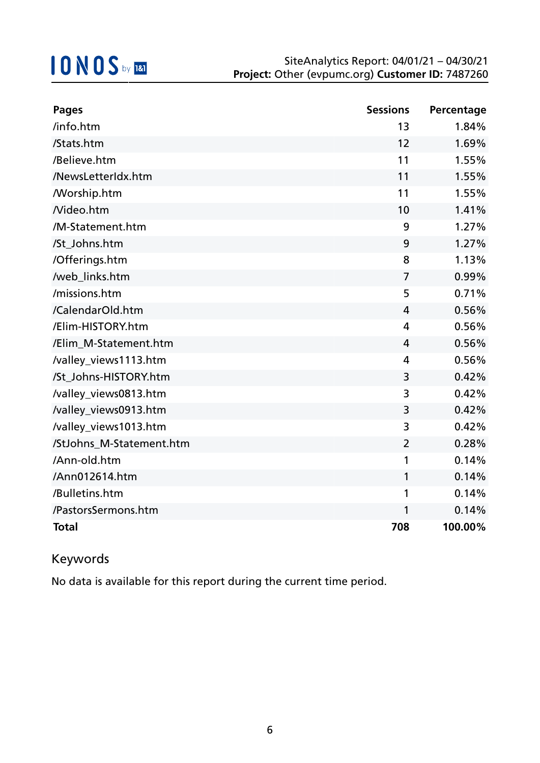| Pages | Sessions | Percentage |
| --- | --- | --- |
| /info.htm | 13 | 1.84% |
| /Stats.htm | 12 | 1.69% |
| /Believe.htm | 11 | 1.55% |
| /NewsLetterIdx.htm | 11 | 1.55% |
| /Worship.htm | 11 | 1.55% |
| /Video.htm | 10 | 1.41% |
| /M-Statement.htm | 9 | 1.27% |
| /St_Johns.htm | 9 | 1.27% |
| /Offerings.htm | 8 | 1.13% |
| /web_links.htm | 7 | 0.99% |
| /missions.htm | 5 | 0.71% |
| /CalendarOld.htm | 4 | 0.56% |
| /Elim-HISTORY.htm | 4 | 0.56% |
| /Elim_M-Statement.htm | 4 | 0.56% |
| /valley_views1113.htm | 4 | 0.56% |
| /St_Johns-HISTORY.htm | 3 | 0.42% |
| /valley_views0813.htm | 3 | 0.42% |
| /valley_views0913.htm | 3 | 0.42% |
| /valley_views1013.htm | 3 | 0.42% |
| /StJohns_M-Statement.htm | 2 | 0.28% |
| /Ann-old.htm | 1 | 0.14% |
| /Ann012614.htm | 1 | 0.14% |
| /Bulletins.htm | 1 | 0.14% |
| /PastorsSermons.htm | 1 | 0.14% |
| **Total** | **708** | **100.00%** |

## Keywords

No data is available for this report during the current time period.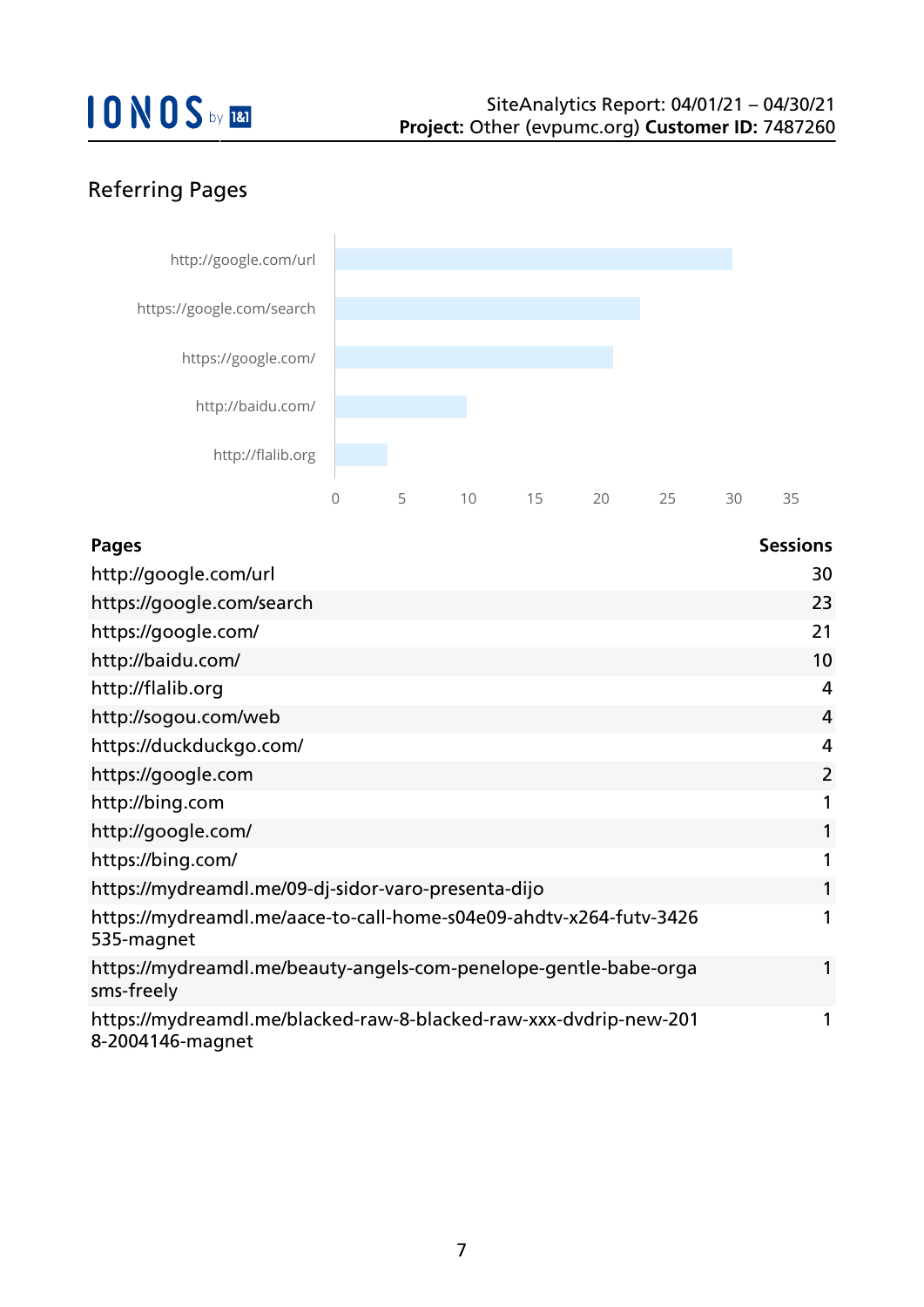## Referring Pages

| Pages | Sessions |
|---|---|
| http://google.com/url | 30 |
| https://google.com/search | 23 |
| https://google.com/ | 21 |
| http://baidu.com/ | 10 |
| http://flalib.org | 4 |
| http://sogou.com/web | 4 |
| https://duckduckgo.com/ | 4 |
| https://google.com | 2 |
| http://bing.com | 1 |
| http://google.com/ | 1 |
| https://bing.com/ | 1 |
| https://mydreamdl.me/09-dj-sidor-varo-presenta-dijo | 1 |
| https://mydreamdl.me/aace-to-call-home-s04e09-ahdtv-x264-futv-3426535-magnet | 1 |
| https://mydreamdl.me/beauty-angels-com-penelope-gentle-babe-orgasms-freely | 1 |
| https://mydreamdl.me/blacked-raw-8-blacked-raw-xxx-dvdrip-new-2018-2004146-magnet | 1 |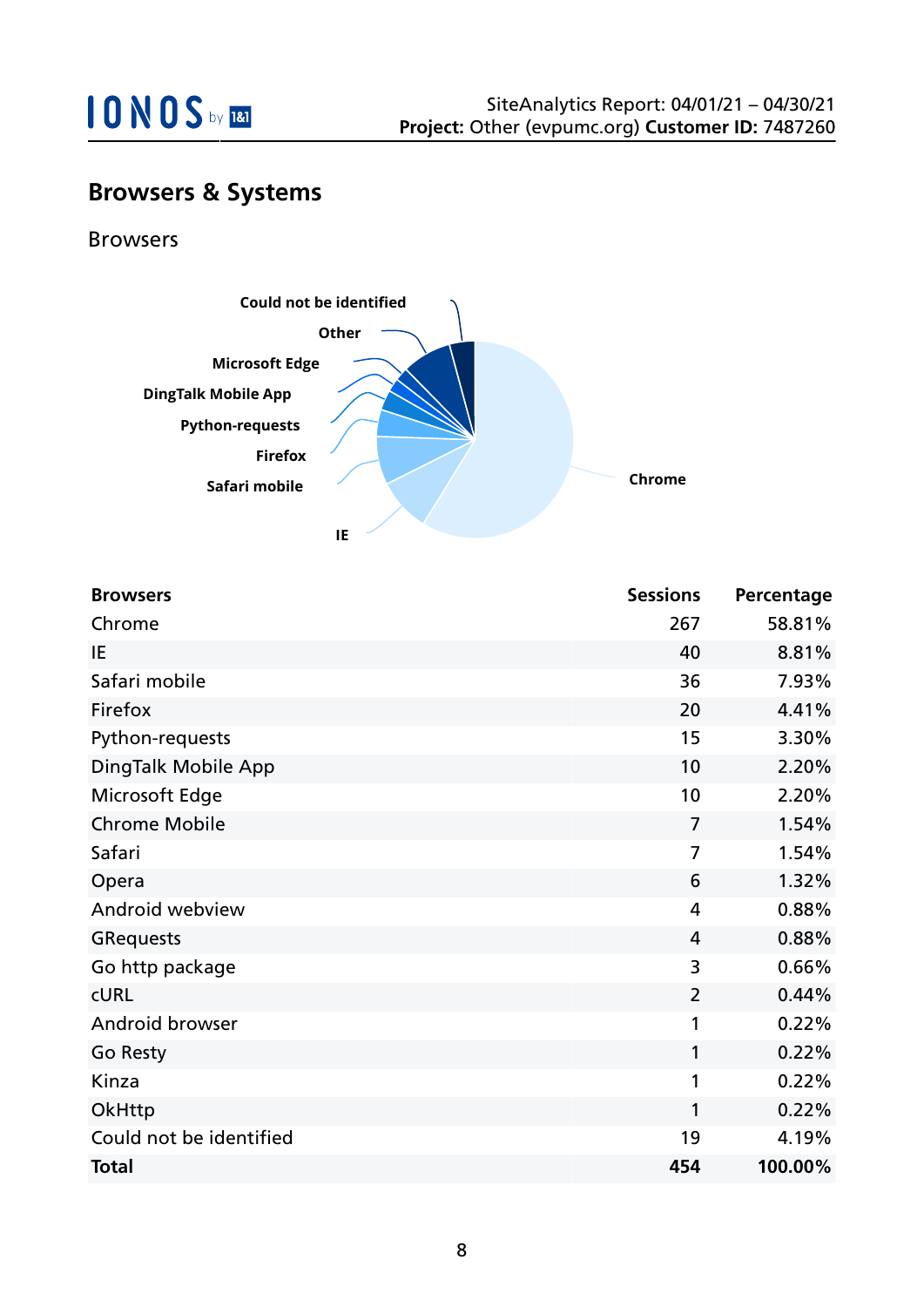## Browsers & Systems

### Browsers

| Browsers | Sessions | Percentage |
|---|---|---|
| Chrome | 267 | 58.81% |
| IE | 40 | 8.81% |
| Safari mobile | 36 | 7.93% |
| Firefox | 20 | 4.41% |
| Python-requests | 15 | 3.30% |
| DingTalk Mobile App | 10 | 2.20% |
| Microsoft Edge | 10 | 2.20% |
| Chrome Mobile | 7 | 1.54% |
| Safari | 7 | 1.54% |
| Opera | 6 | 1.32% |
| Android webview | 4 | 0.88% |
| GRequests | 4 | 0.88% |
| Go http package | 3 | 0.66% |
| cURL | 2 | 0.44% |
| Android browser | 1 | 0.22% |
| Go Resty | 1 | 0.22% |
| Kinza | 1 | 0.22% |
| OkHttp | 1 | 0.22% |
| Could not be identified | 19 | 4.19% |
| **Total** | **454** | **100.00%** |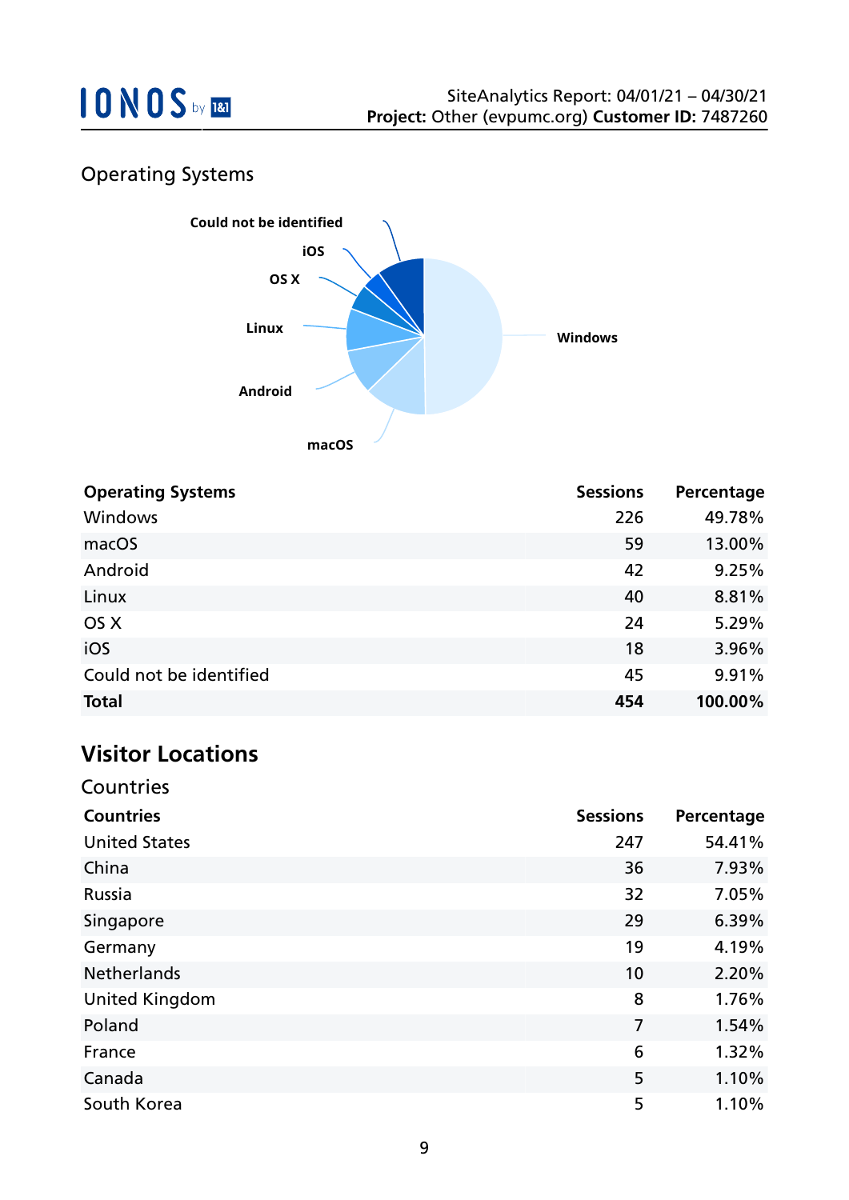## Operating Systems

| Operating Systems | Sessions | Percentage |
|---|---|---|
| Windows | 226 | 49.78% |
| macOS | 59 | 13.00% |
| Android | 42 | 9.25% |
| Linux | 40 | 8.81% |
| OS X | 24 | 5.29% |
| iOS | 18 | 3.96% |
| Could not be identified | 45 | 9.91% |
| **Total** | **454** | **100.00%** |

# Visitor Locations

## Countries

| Countries | Sessions | Percentage |
|---|---|---|
| United States | 247 | 54.41% |
| China | 36 | 7.93% |
| Russia | 32 | 7.05% |
| Singapore | 29 | 6.39% |
| Germany | 19 | 4.19% |
| Netherlands | 10 | 2.20% |
| United Kingdom | 8 | 1.76% |
| Poland | 7 | 1.54% |
| France | 6 | 1.32% |
| Canada | 5 | 1.10% |
| South Korea | 5 | 1.10% |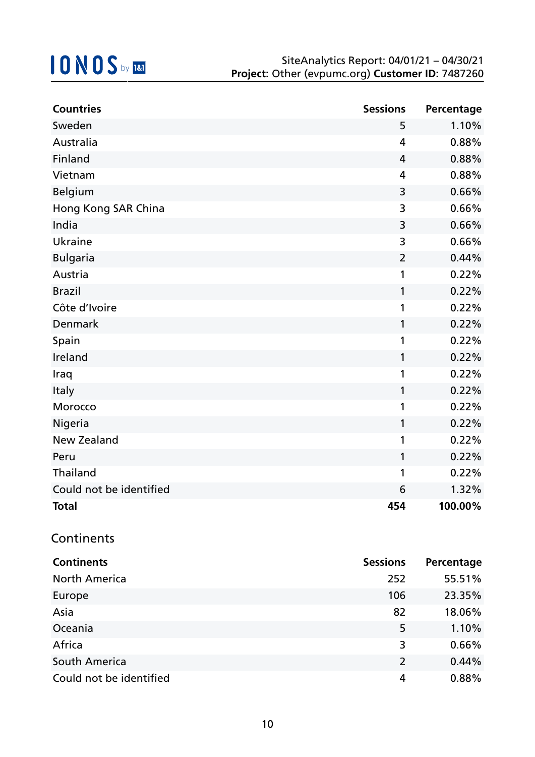| Countries | Sessions | Percentage |
|---|---|---|
| Sweden | 5 | 1.10% |
| Australia | 4 | 0.88% |
| Finland | 4 | 0.88% |
| Vietnam | 4 | 0.88% |
| Belgium | 3 | 0.66% |
| Hong Kong SAR China | 3 | 0.66% |
| India | 3 | 0.66% |
| Ukraine | 3 | 0.66% |
| Bulgaria | 2 | 0.44% |
| Austria | 1 | 0.22% |
| Brazil | 1 | 0.22% |
| Côte d’Ivoire | 1 | 0.22% |
| Denmark | 1 | 0.22% |
| Spain | 1 | 0.22% |
| Ireland | 1 | 0.22% |
| Iraq | 1 | 0.22% |
| Italy | 1 | 0.22% |
| Morocco | 1 | 0.22% |
| Nigeria | 1 | 0.22% |
| New Zealand | 1 | 0.22% |
| Peru | 1 | 0.22% |
| Thailand | 1 | 0.22% |
| Could not be identified | 6 | 1.32% |
| **Total** | **454** | **100.00%** |

## Continents

| Continents | Sessions | Percentage |
|---|---|---|
| North America | 252 | 55.51% |
| Europe | 106 | 23.35% |
| Asia | 82 | 18.06% |
| Oceania | 5 | 1.10% |
| Africa | 3 | 0.66% |
| South America | 2 | 0.44% |
| Could not be identified | 4 | 0.88% |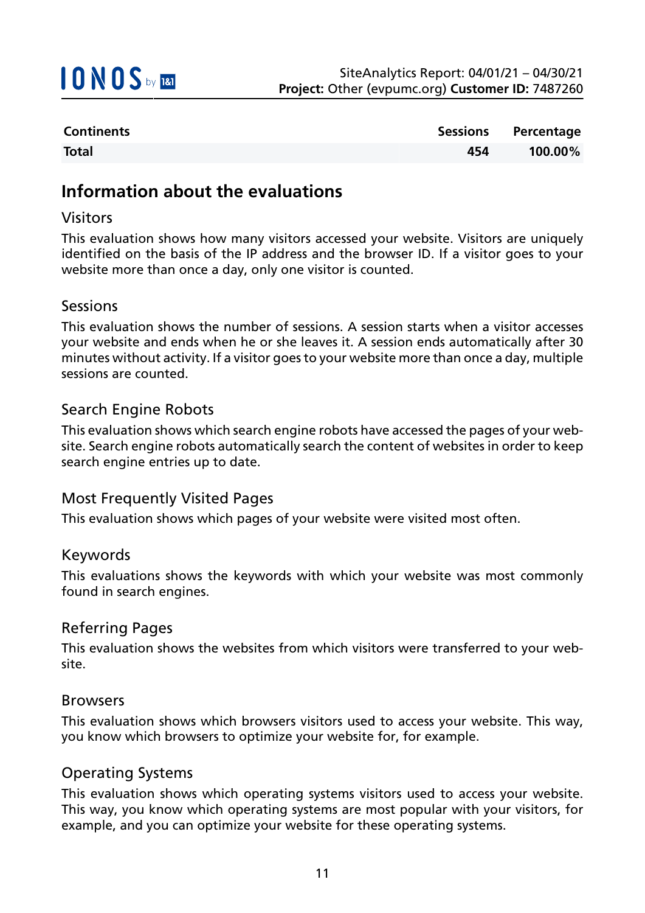| Continents | Sessions | Percentage |
|---|---|---|
| **Total** | **454** | **100.00%** |

## Information about the evaluations

### Visitors

This evaluation shows how many visitors accessed your website. Visitors are uniquely identified on the basis of the IP address and the browser ID. If a visitor goes to your website more than once a day, only one visitor is counted.

### Sessions

This evaluation shows the number of sessions. A session starts when a visitor accesses your website and ends when he or she leaves it. A session ends automatically after 30 minutes without activity. If a visitor goes to your website more than once a day, multiple sessions are counted.

### Search Engine Robots

This evaluation shows which search engine robots have accessed the pages of your website. Search engine robots automatically search the content of websites in order to keep search engine entries up to date.

### Most Frequently Visited Pages

This evaluation shows which pages of your website were visited most often.

### Keywords

This evaluations shows the keywords with which your website was most commonly found in search engines.

### Referring Pages

This evaluation shows the websites from which visitors were transferred to your website.

### Browsers

This evaluation shows which browsers visitors used to access your website. This way, you know which browsers to optimize your website for, for example.

### Operating Systems

This evaluation shows which operating systems visitors used to access your website. This way, you know which operating systems are most popular with your visitors, for example, and you can optimize your website for these operating systems.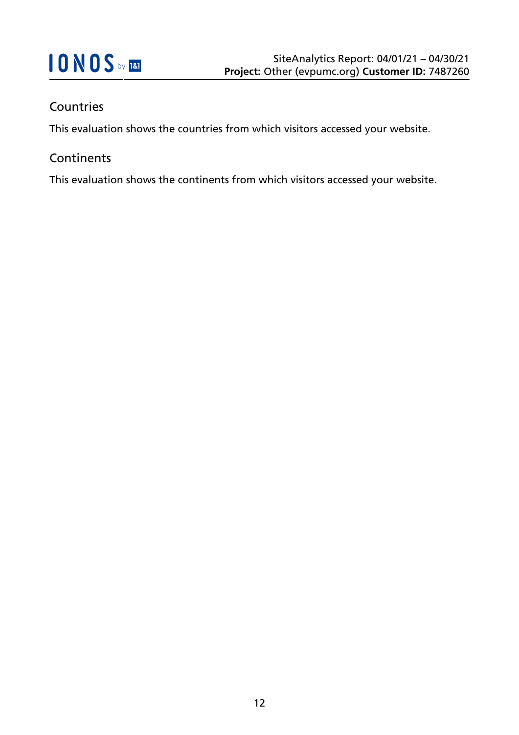## Countries

This evaluation shows the countries from which visitors accessed your website.

## Continents

This evaluation shows the continents from which visitors accessed your website.